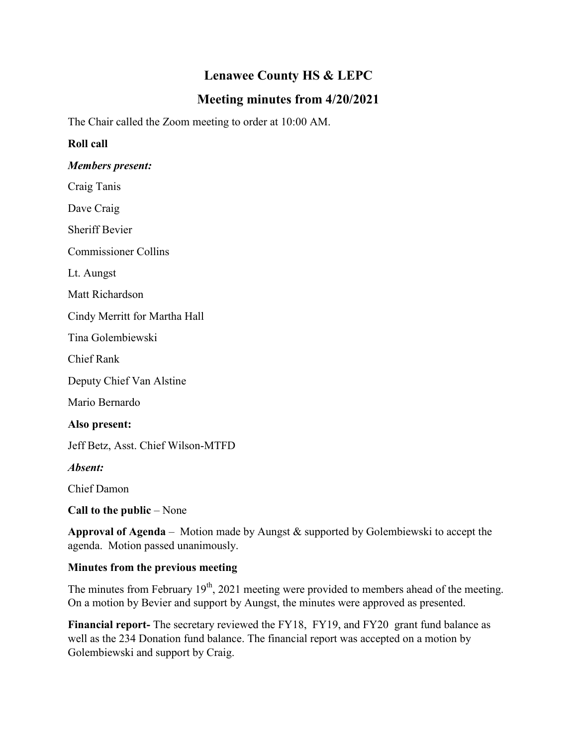# Lenawee County HS & LEPC

## Meeting minutes from 4/20/2021

The Chair called the Zoom meeting to order at 10:00 AM.

**Roll call**

***Members present:***

Craig Tanis

Dave Craig

Sheriff Bevier

Commissioner Collins

Lt. Aungst

Matt Richardson

Cindy Merritt for Martha Hall

Tina Golembiewski

Chief Rank

Deputy Chief Van Alstine

Mario Bernardo

**Also present:**

Jeff Betz, Asst. Chief Wilson-MTFD

***Absent:***

Chief Damon

**Call to the public** – None

**Approval of Agenda** – Motion made by Aungst & supported by Golembiewski to accept the agenda. Motion passed unanimously.

**Minutes from the previous meeting**

The minutes from February 19th, 2021 meeting were provided to members ahead of the meeting. On a motion by Bevier and support by Aungst, the minutes were approved as presented.

**Financial report-** The secretary reviewed the FY18, FY19, and FY20 grant fund balance as well as the 234 Donation fund balance. The financial report was accepted on a motion by Golembiewski and support by Craig.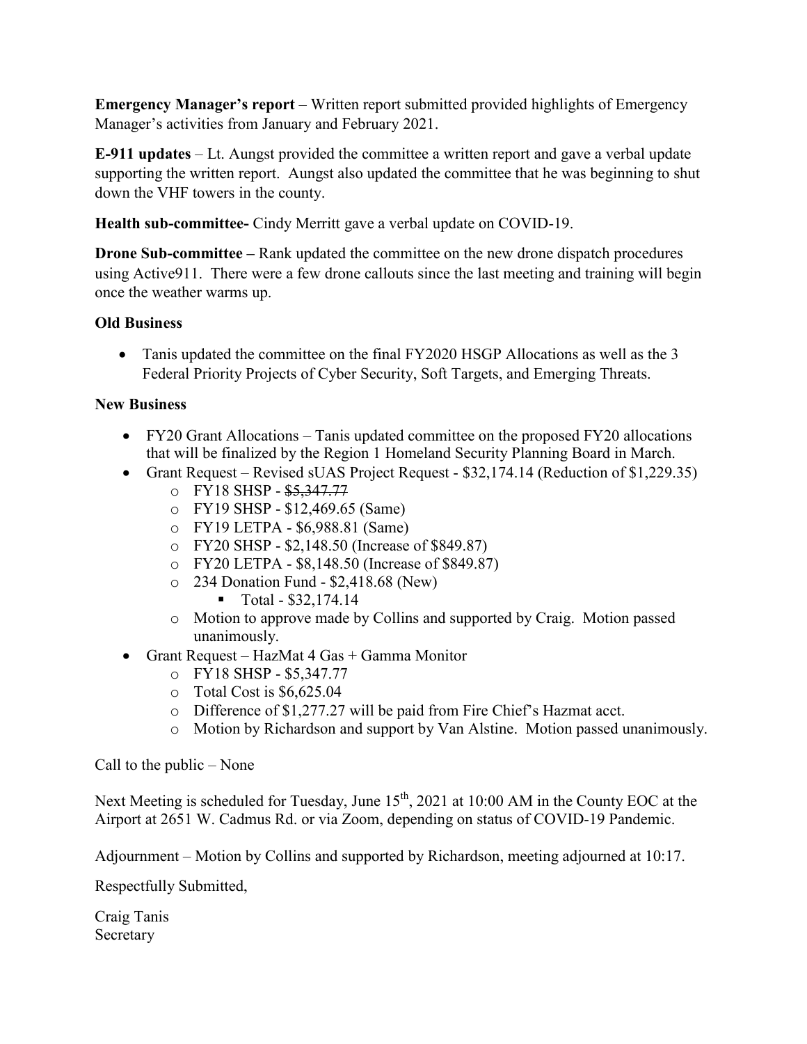**Emergency Manager's report** – Written report submitted provided highlights of Emergency Manager's activities from January and February 2021.

**E-911 updates** – Lt. Aungst provided the committee a written report and gave a verbal update supporting the written report. Aungst also updated the committee that he was beginning to shut down the VHF towers in the county.

**Health sub-committee-** Cindy Merritt gave a verbal update on COVID-19.

**Drone Sub-committee –** Rank updated the committee on the new drone dispatch procedures using Active911. There were a few drone callouts since the last meeting and training will begin once the weather warms up.

**Old Business**

- Tanis updated the committee on the final FY2020 HSGP Allocations as well as the 3 Federal Priority Projects of Cyber Security, Soft Targets, and Emerging Threats.

**New Business**

- FY20 Grant Allocations – Tanis updated committee on the proposed FY20 allocations that will be finalized by the Region 1 Homeland Security Planning Board in March.
- Grant Request – Revised sUAS Project Request - $32,174.14 (Reduction of $1,229.35)
  - FY18 SHSP - ~~$5,347.77~~
  - FY19 SHSP - $12,469.65 (Same)
  - FY19 LETPA - $6,988.81 (Same)
  - FY20 SHSP - $2,148.50 (Increase of $849.87)
  - FY20 LETPA - $8,148.50 (Increase of $849.87)
  - 234 Donation Fund - $2,418.68 (New)
    - Total - $32,174.14
  - Motion to approve made by Collins and supported by Craig. Motion passed unanimously.
- Grant Request – HazMat 4 Gas + Gamma Monitor
  - FY18 SHSP - $5,347.77
  - Total Cost is $6,625.04
  - Difference of $1,277.27 will be paid from Fire Chief's Hazmat acct.
  - Motion by Richardson and support by Van Alstine. Motion passed unanimously.

Call to the public – None

Next Meeting is scheduled for Tuesday, June 15th, 2021 at 10:00 AM in the County EOC at the Airport at 2651 W. Cadmus Rd. or via Zoom, depending on status of COVID-19 Pandemic.

Adjournment – Motion by Collins and supported by Richardson, meeting adjourned at 10:17.

Respectfully Submitted,

Craig Tanis
Secretary